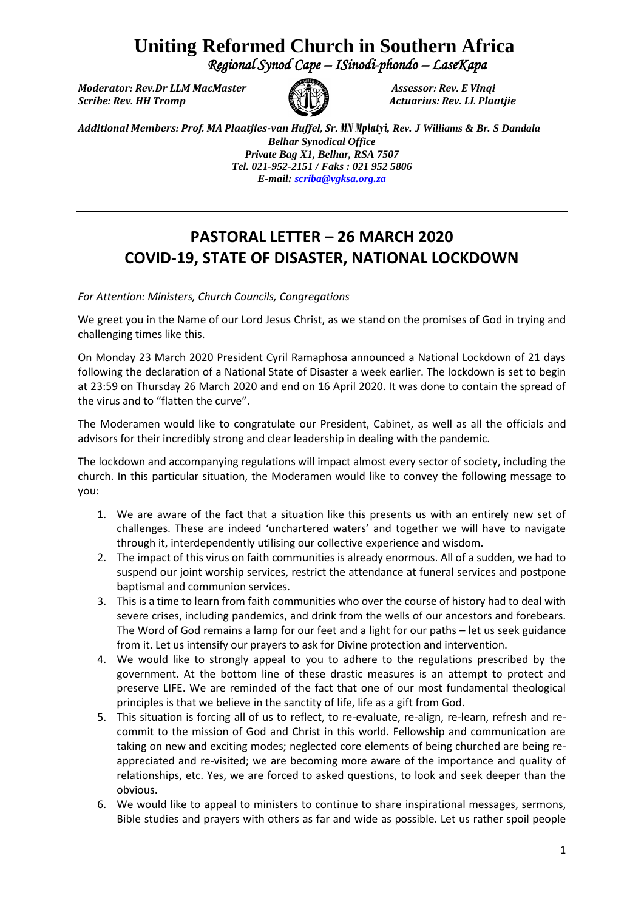# Uniting Reformed Church in Southern Africa

*Regional Synod Cape – ISinodi-phondo – LaseKapa*

*Moderator: Rev.Dr LLM MacMaster* | *Assessor: Rev. E Vinqi*
*Scribe: Rev. HH Tromp* | *Actuarius: Rev. LL Plaatjie*

*Additional Members: Prof. MA Plaatjies-van Huffel, Sr. MN Mplatyi, Rev. J Williams & Br. S Dandala*
*Belhar Synodical Office*
*Private Bag X1, Belhar, RSA 7507*
*Tel. 021-952-2151 / Faks : 021 952 5806*
*E-mail: scriba@vgksa.org.za*

---

## PASTORAL LETTER – 26 MARCH 2020
## COVID-19, STATE OF DISASTER, NATIONAL LOCKDOWN

*For Attention: Ministers, Church Councils, Congregations*

We greet you in the Name of our Lord Jesus Christ, as we stand on the promises of God in trying and challenging times like this.

On Monday 23 March 2020 President Cyril Ramaphosa announced a National Lockdown of 21 days following the declaration of a National State of Disaster a week earlier. The lockdown is set to begin at 23:59 on Thursday 26 March 2020 and end on 16 April 2020. It was done to contain the spread of the virus and to "flatten the curve".

The Moderamen would like to congratulate our President, Cabinet, as well as all the officials and advisors for their incredibly strong and clear leadership in dealing with the pandemic.

The lockdown and accompanying regulations will impact almost every sector of society, including the church. In this particular situation, the Moderamen would like to convey the following message to you:

1. We are aware of the fact that a situation like this presents us with an entirely new set of challenges. These are indeed 'unchartered waters' and together we will have to navigate through it, interdependently utilising our collective experience and wisdom.
2. The impact of this virus on faith communities is already enormous. All of a sudden, we had to suspend our joint worship services, restrict the attendance at funeral services and postpone baptismal and communion services.
3. This is a time to learn from faith communities who over the course of history had to deal with severe crises, including pandemics, and drink from the wells of our ancestors and forebears. The Word of God remains a lamp for our feet and a light for our paths – let us seek guidance from it. Let us intensify our prayers to ask for Divine protection and intervention.
4. We would like to strongly appeal to you to adhere to the regulations prescribed by the government. At the bottom line of these drastic measures is an attempt to protect and preserve LIFE. We are reminded of the fact that one of our most fundamental theological principles is that we believe in the sanctity of life, life as a gift from God.
5. This situation is forcing all of us to reflect, to re-evaluate, re-align, re-learn, refresh and re-commit to the mission of God and Christ in this world. Fellowship and communication are taking on new and exciting modes; neglected core elements of being churched are being re-appreciated and re-visited; we are becoming more aware of the importance and quality of relationships, etc. Yes, we are forced to asked questions, to look and seek deeper than the obvious.
6. We would like to appeal to ministers to continue to share inspirational messages, sermons, Bible studies and prayers with others as far and wide as possible. Let us rather spoil people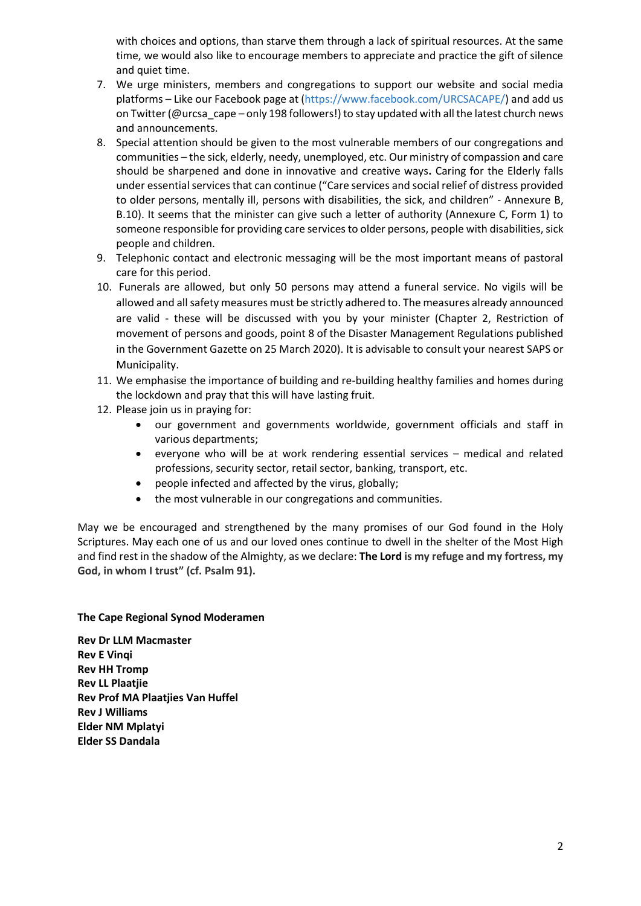with choices and options, than starve them through a lack of spiritual resources. At the same time, we would also like to encourage members to appreciate and practice the gift of silence and quiet time.

7. We urge ministers, members and congregations to support our website and social media platforms – Like our Facebook page at (https://www.facebook.com/URCSACAPE/) and add us on Twitter (@urcsa_cape – only 198 followers!) to stay updated with all the latest church news and announcements.
8. Special attention should be given to the most vulnerable members of our congregations and communities – the sick, elderly, needy, unemployed, etc. Our ministry of compassion and care should be sharpened and done in innovative and creative ways**.** Caring for the Elderly falls under essential services that can continue ("Care services and social relief of distress provided to older persons, mentally ill, persons with disabilities, the sick, and children" - Annexure B, B.10). It seems that the minister can give such a letter of authority (Annexure C, Form 1) to someone responsible for providing care services to older persons, people with disabilities, sick people and children.
9. Telephonic contact and electronic messaging will be the most important means of pastoral care for this period.
10. Funerals are allowed, but only 50 persons may attend a funeral service. No vigils will be allowed and all safety measures must be strictly adhered to. The measures already announced are valid - these will be discussed with you by your minister (Chapter 2, Restriction of movement of persons and goods, point 8 of the Disaster Management Regulations published in the Government Gazette on 25 March 2020). It is advisable to consult your nearest SAPS or Municipality.
11. We emphasise the importance of building and re-building healthy families and homes during the lockdown and pray that this will have lasting fruit.
12. Please join us in praying for:
    - our government and governments worldwide, government officials and staff in various departments;
    - everyone who will be at work rendering essential services – medical and related professions, security sector, retail sector, banking, transport, etc.
    - people infected and affected by the virus, globally;
    - the most vulnerable in our congregations and communities.

May we be encouraged and strengthened by the many promises of our God found in the Holy Scriptures. May each one of us and our loved ones continue to dwell in the shelter of the Most High and find rest in the shadow of the Almighty, as we declare: **The Lord is my refuge and my fortress, my God, in whom I trust" (cf. Psalm 91).**

**The Cape Regional Synod Moderamen**

**Rev Dr LLM Macmaster**
**Rev E Vinqi**
**Rev HH Tromp**
**Rev LL Plaatjie**
**Rev Prof MA Plaatjies Van Huffel**
**Rev J Williams**
**Elder NM Mplatyi**
**Elder SS Dandala**